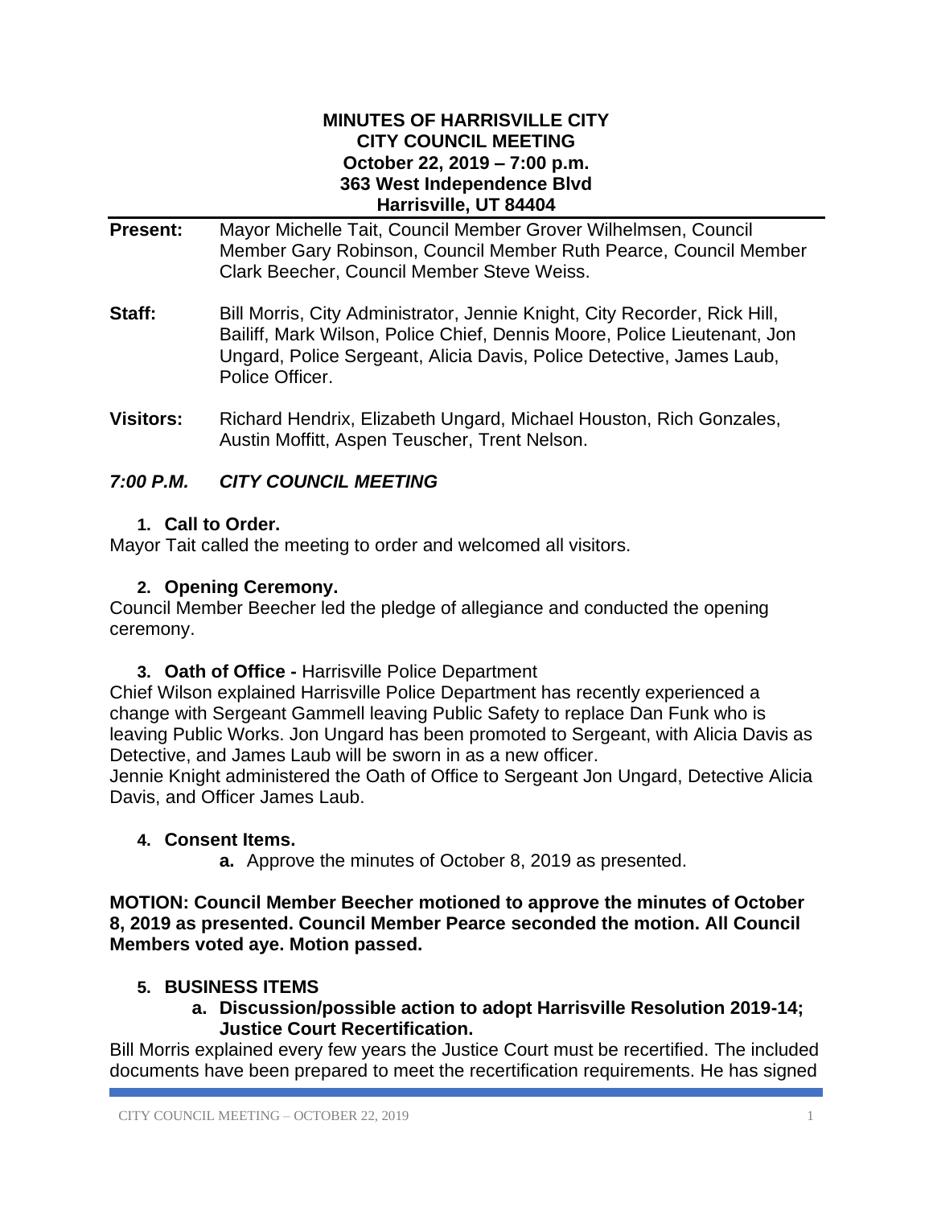**MINUTES OF HARRISVILLE CITY**
**CITY COUNCIL MEETING**
**October 22, 2019 – 7:00 p.m.**
**363 West Independence Blvd**
**Harrisville, UT 84404**

**Present:** Mayor Michelle Tait, Council Member Grover Wilhelmsen, Council Member Gary Robinson, Council Member Ruth Pearce, Council Member Clark Beecher, Council Member Steve Weiss.

**Staff:** Bill Morris, City Administrator, Jennie Knight, City Recorder, Rick Hill, Bailiff, Mark Wilson, Police Chief, Dennis Moore, Police Lieutenant, Jon Ungard, Police Sergeant, Alicia Davis, Police Detective, James Laub, Police Officer.

**Visitors:** Richard Hendrix, Elizabeth Ungard, Michael Houston, Rich Gonzales, Austin Moffitt, Aspen Teuscher, Trent Nelson.

## *7:00 P.M. CITY COUNCIL MEETING*

### 1. Call to Order.

Mayor Tait called the meeting to order and welcomed all visitors.

### 2. Opening Ceremony.

Council Member Beecher led the pledge of allegiance and conducted the opening ceremony.

### 3. Oath of Office - Harrisville Police Department

Chief Wilson explained Harrisville Police Department has recently experienced a change with Sergeant Gammell leaving Public Safety to replace Dan Funk who is leaving Public Works. Jon Ungard has been promoted to Sergeant, with Alicia Davis as Detective, and James Laub will be sworn in as a new officer.

Jennie Knight administered the Oath of Office to Sergeant Jon Ungard, Detective Alicia Davis, and Officer James Laub.

### 4. Consent Items.

**a.** Approve the minutes of October 8, 2019 as presented.

**MOTION: Council Member Beecher motioned to approve the minutes of October 8, 2019 as presented. Council Member Pearce seconded the motion. All Council Members voted aye. Motion passed.**

### 5. BUSINESS ITEMS

**a. Discussion/possible action to adopt Harrisville Resolution 2019-14; Justice Court Recertification.**

Bill Morris explained every few years the Justice Court must be recertified. The included documents have been prepared to meet the recertification requirements. He has signed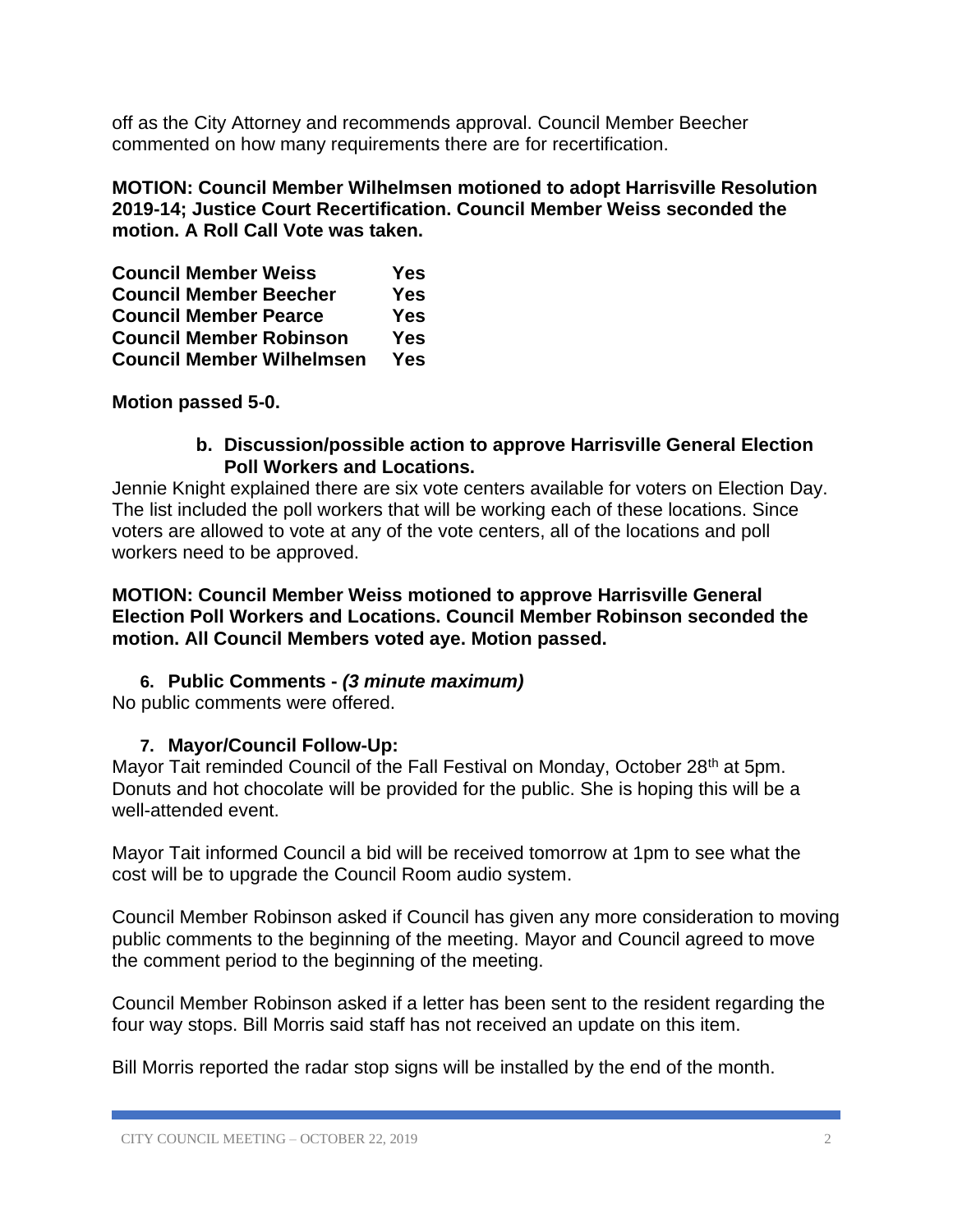off as the City Attorney and recommends approval. Council Member Beecher commented on how many requirements there are for recertification.

**MOTION: Council Member Wilhelmsen motioned to adopt Harrisville Resolution 2019-14; Justice Court Recertification. Council Member Weiss seconded the motion. A Roll Call Vote was taken.**

| | |
|---|---|
| **Council Member Weiss** | **Yes** |
| **Council Member Beecher** | **Yes** |
| **Council Member Pearce** | **Yes** |
| **Council Member Robinson** | **Yes** |
| **Council Member Wilhelmsen** | **Yes** |

**Motion passed 5-0.**

**b. Discussion/possible action to approve Harrisville General Election Poll Workers and Locations.**

Jennie Knight explained there are six vote centers available for voters on Election Day. The list included the poll workers that will be working each of these locations. Since voters are allowed to vote at any of the vote centers, all of the locations and poll workers need to be approved.

**MOTION: Council Member Weiss motioned to approve Harrisville General Election Poll Workers and Locations. Council Member Robinson seconded the motion. All Council Members voted aye. Motion passed.**

**6. Public Comments -** ***(3 minute maximum)***

No public comments were offered.

**7. Mayor/Council Follow-Up:**

Mayor Tait reminded Council of the Fall Festival on Monday, October 28th at 5pm. Donuts and hot chocolate will be provided for the public. She is hoping this will be a well-attended event.

Mayor Tait informed Council a bid will be received tomorrow at 1pm to see what the cost will be to upgrade the Council Room audio system.

Council Member Robinson asked if Council has given any more consideration to moving public comments to the beginning of the meeting. Mayor and Council agreed to move the comment period to the beginning of the meeting.

Council Member Robinson asked if a letter has been sent to the resident regarding the four way stops. Bill Morris said staff has not received an update on this item.

Bill Morris reported the radar stop signs will be installed by the end of the month.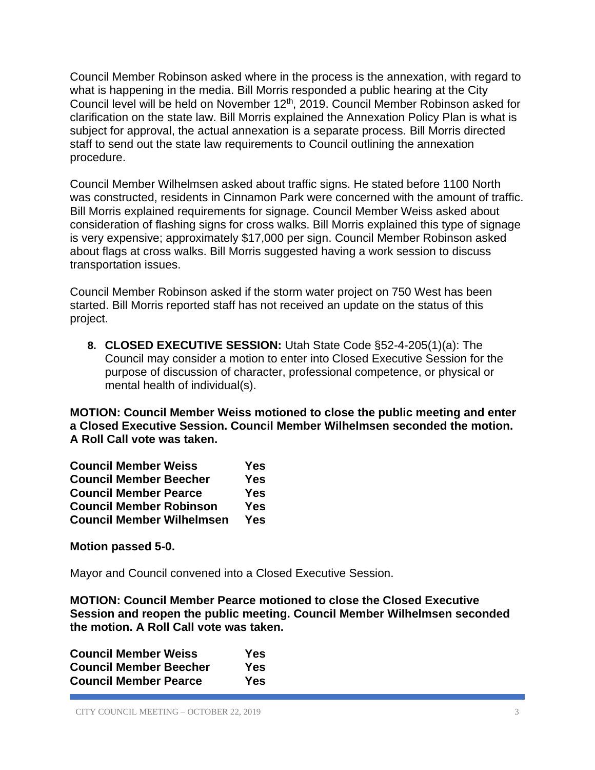Council Member Robinson asked where in the process is the annexation, with regard to what is happening in the media. Bill Morris responded a public hearing at the City Council level will be held on November 12th, 2019. Council Member Robinson asked for clarification on the state law. Bill Morris explained the Annexation Policy Plan is what is subject for approval, the actual annexation is a separate process. Bill Morris directed staff to send out the state law requirements to Council outlining the annexation procedure.

Council Member Wilhelmsen asked about traffic signs. He stated before 1100 North was constructed, residents in Cinnamon Park were concerned with the amount of traffic. Bill Morris explained requirements for signage. Council Member Weiss asked about consideration of flashing signs for cross walks. Bill Morris explained this type of signage is very expensive; approximately $17,000 per sign. Council Member Robinson asked about flags at cross walks. Bill Morris suggested having a work session to discuss transportation issues.

Council Member Robinson asked if the storm water project on 750 West has been started. Bill Morris reported staff has not received an update on the status of this project.

8. **CLOSED EXECUTIVE SESSION:** Utah State Code §52-4-205(1)(a): The Council may consider a motion to enter into Closed Executive Session for the purpose of discussion of character, professional competence, or physical or mental health of individual(s).

**MOTION: Council Member Weiss motioned to close the public meeting and enter a Closed Executive Session. Council Member Wilhelmsen seconded the motion. A Roll Call vote was taken.**

| | |
|---|---|
| **Council Member Weiss** | **Yes** |
| **Council Member Beecher** | **Yes** |
| **Council Member Pearce** | **Yes** |
| **Council Member Robinson** | **Yes** |
| **Council Member Wilhelmsen** | **Yes** |

**Motion passed 5-0.**

Mayor and Council convened into a Closed Executive Session.

**MOTION: Council Member Pearce motioned to close the Closed Executive Session and reopen the public meeting. Council Member Wilhelmsen seconded the motion. A Roll Call vote was taken.**

| | |
|---|---|
| **Council Member Weiss** | **Yes** |
| **Council Member Beecher** | **Yes** |
| **Council Member Pearce** | **Yes** |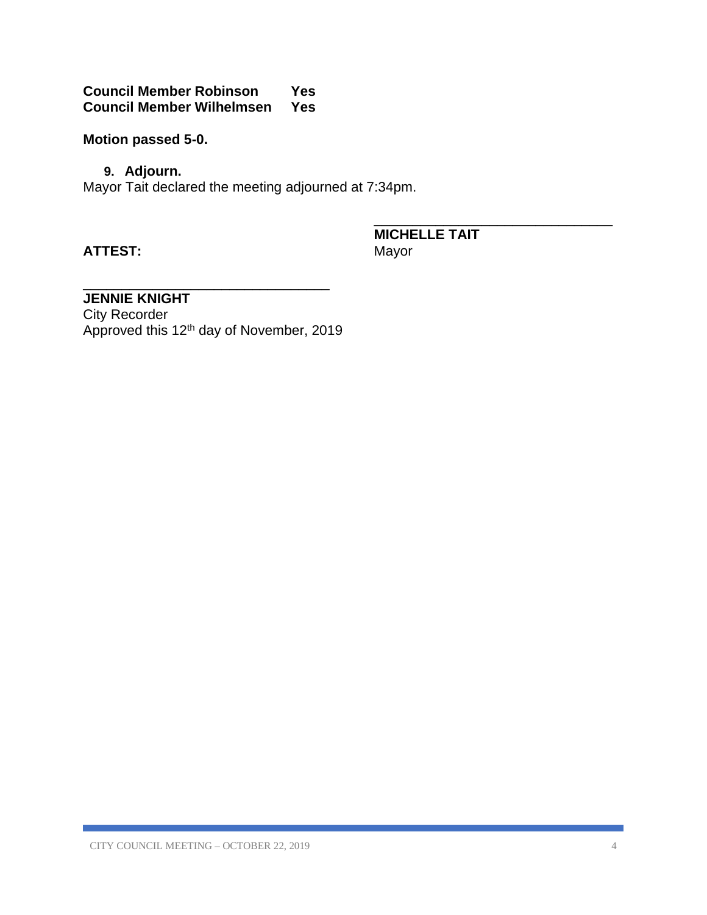**Council Member Robinson Yes**
**Council Member Wilhelmsen Yes**

**Motion passed 5-0.**

**9. Adjourn.**

Mayor Tait declared the meeting adjourned at 7:34pm.

\_\_\_\_\_\_\_\_\_\_\_\_\_\_\_\_\_\_\_\_\_\_\_\_\_\_\_\_\_\_\_\_
**MICHELLE TAIT**
Mayor

**ATTEST:**

\_\_\_\_\_\_\_\_\_\_\_\_\_\_\_\_\_\_\_\_\_\_\_\_\_\_\_\_\_\_\_\_
**JENNIE KNIGHT**
City Recorder
Approved this 12th day of November, 2019